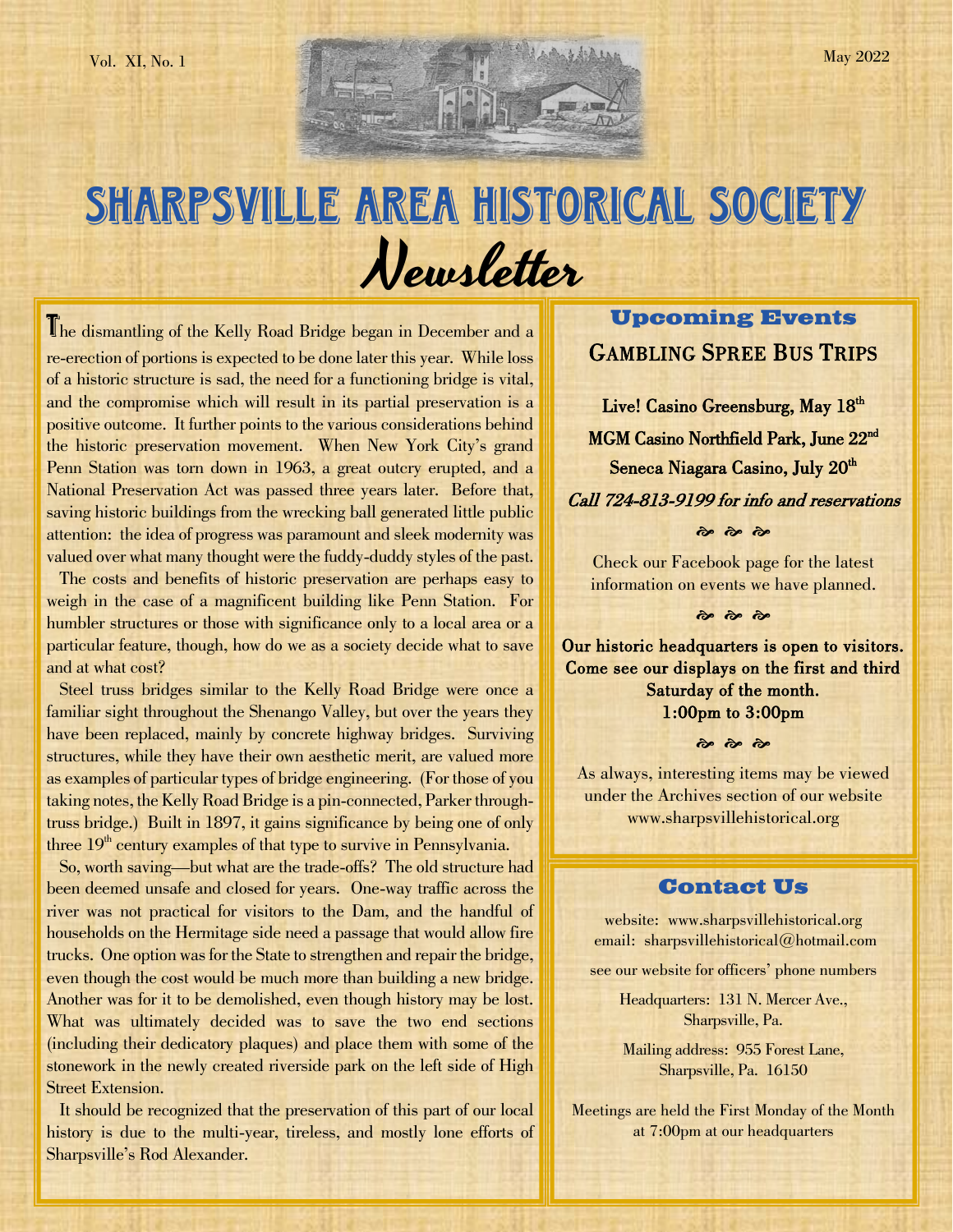Vol. XI, No. 1

May 2022

# SHARPSVILLE AREA HISTORICAL SOCIETY

# Newsletter

The dismantling of the Kelly Road Bridge began in December and a re-erection of portions is expected to be done later this year. While loss of a historic structure is sad, the need for a functioning bridge is vital, and the compromise which will result in its partial preservation is a positive outcome. It further points to the various considerations behind the historic preservation movement. When New York City's grand Penn Station was torn down in 1963, a great outcry erupted, and a National Preservation Act was passed three years later. Before that, saving historic buildings from the wrecking ball generated little public attention: the idea of progress was paramount and sleek modernity was valued over what many thought were the fuddy-duddy styles of the past.

The costs and benefits of historic preservation are perhaps easy to weigh in the case of a magnificent building like Penn Station. For humbler structures or those with significance only to a local area or a particular feature, though, how do we as a society decide what to save and at what cost?

Steel truss bridges similar to the Kelly Road Bridge were once a familiar sight throughout the Shenango Valley, but over the years they have been replaced, mainly by concrete highway bridges. Surviving structures, while they have their own aesthetic merit, are valued more as examples of particular types of bridge engineering. (For those of you taking notes, the Kelly Road Bridge is a pin-connected, Parker through-truss bridge.) Built in 1897, it gains significance by being one of only three 19th century examples of that type to survive in Pennsylvania.

So, worth saving—but what are the trade-offs? The old structure had been deemed unsafe and closed for years. One-way traffic across the river was not practical for visitors to the Dam, and the handful of households on the Hermitage side need a passage that would allow fire trucks. One option was for the State to strengthen and repair the bridge, even though the cost would be much more than building a new bridge. Another was for it to be demolished, even though history may be lost. What was ultimately decided was to save the two end sections (including their dedicatory plaques) and place them with some of the stonework in the newly created riverside park on the left side of High Street Extension.

It should be recognized that the preservation of this part of our local history is due to the multi-year, tireless, and mostly lone efforts of Sharpsville's Rod Alexander.

## Upcoming Events

### GAMBLING SPREE BUS TRIPS

**Live! Casino Greensburg, May 18th**

**MGM Casino Northfield Park, June 22nd**

**Seneca Niagara Casino, July 20th**

***Call 724-813-9199 for info and reservations***

Check our Facebook page for the latest information on events we have planned.

**Our historic headquarters is open to visitors. Come see our displays on the first and third Saturday of the month.**
**1:00pm to 3:00pm**

As always, interesting items may be viewed under the Archives section of our website www.sharpsvillehistorical.org

## Contact Us

website: www.sharpsvillehistorical.org
email: sharpsvillehistorical@hotmail.com

see our website for officers' phone numbers

Headquarters: 131 N. Mercer Ave., Sharpsville, Pa.

Mailing address: 955 Forest Lane, Sharpsville, Pa. 16150

Meetings are held the First Monday of the Month at 7:00pm at our headquarters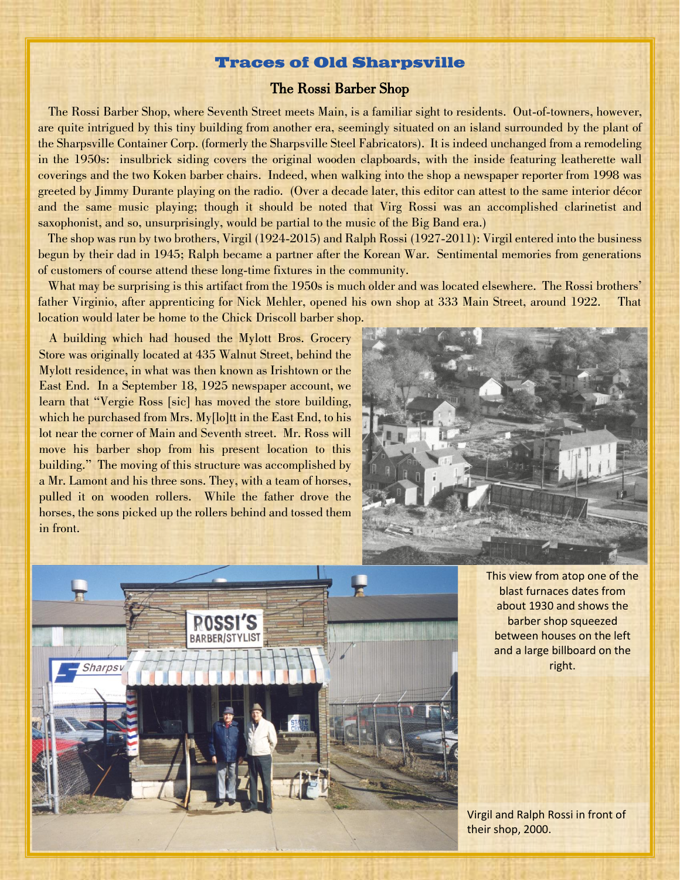# Traces of Old Sharpsville

## The Rossi Barber Shop

The Rossi Barber Shop, where Seventh Street meets Main, is a familiar sight to residents. Out-of-towners, however, are quite intrigued by this tiny building from another era, seemingly situated on an island surrounded by the plant of the Sharpsville Container Corp. (formerly the Sharpsville Steel Fabricators). It is indeed unchanged from a remodeling in the 1950s: insulbrick siding covers the original wooden clapboards, with the inside featuring leatherette wall coverings and the two Koken barber chairs. Indeed, when walking into the shop a newspaper reporter from 1998 was greeted by Jimmy Durante playing on the radio. (Over a decade later, this editor can attest to the same interior décor and the same music playing; though it should be noted that Virg Rossi was an accomplished clarinetist and saxophonist, and so, unsurprisingly, would be partial to the music of the Big Band era.)

The shop was run by two brothers, Virgil (1924-2015) and Ralph Rossi (1927-2011): Virgil entered into the business begun by their dad in 1945; Ralph became a partner after the Korean War. Sentimental memories from generations of customers of course attend these long-time fixtures in the community.

What may be surprising is this artifact from the 1950s is much older and was located elsewhere. The Rossi brothers' father Virginio, after apprenticing for Nick Mehler, opened his own shop at 333 Main Street, around 1922. That location would later be home to the Chick Driscoll barber shop.

A building which had housed the Mylott Bros. Grocery Store was originally located at 435 Walnut Street, behind the Mylott residence, in what was then known as Irishtown or the East End. In a September 18, 1925 newspaper account, we learn that "Vergie Ross [sic] has moved the store building, which he purchased from Mrs. My[lo]tt in the East End, to his lot near the corner of Main and Seventh street. Mr. Ross will move his barber shop from his present location to this building." The moving of this structure was accomplished by a Mr. Lamont and his three sons. They, with a team of horses, pulled it on wooden rollers. While the father drove the horses, the sons picked up the rollers behind and tossed them in front.

This view from atop one of the blast furnaces dates from about 1930 and shows the barber shop squeezed between houses on the left and a large billboard on the right.

Virgil and Ralph Rossi in front of their shop, 2000.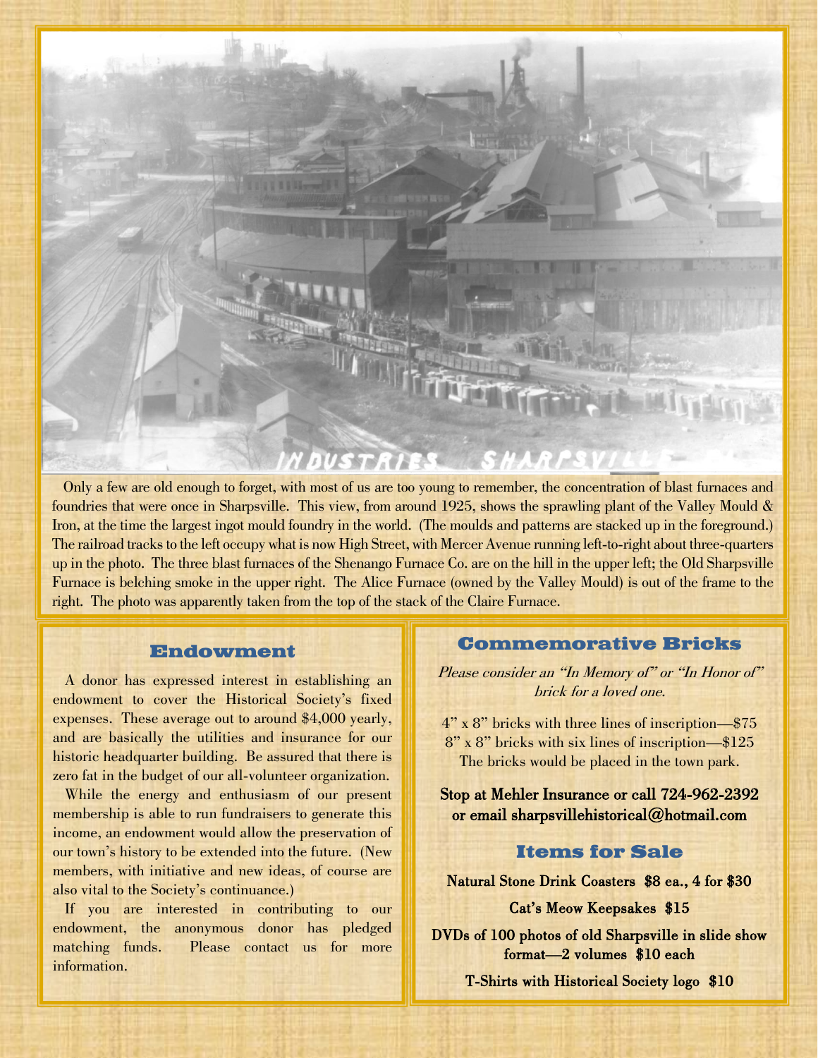Only a few are old enough to forget, with most of us are too young to remember, the concentration of blast furnaces and foundries that were once in Sharpsville. This view, from around 1925, shows the sprawling plant of the Valley Mould & Iron, at the time the largest ingot mould foundry in the world. (The moulds and patterns are stacked up in the foreground.) The railroad tracks to the left occupy what is now High Street, with Mercer Avenue running left-to-right about three-quarters up in the photo. The three blast furnaces of the Shenango Furnace Co. are on the hill in the upper left; the Old Sharpsville Furnace is belching smoke in the upper right. The Alice Furnace (owned by the Valley Mould) is out of the frame to the right. The photo was apparently taken from the top of the stack of the Claire Furnace.

## Endowment

A donor has expressed interest in establishing an endowment to cover the Historical Society's fixed expenses. These average out to around $4,000 yearly, and are basically the utilities and insurance for our historic headquarter building. Be assured that there is zero fat in the budget of our all-volunteer organization.

While the energy and enthusiasm of our present membership is able to run fundraisers to generate this income, an endowment would allow the preservation of our town's history to be extended into the future. (New members, with initiative and new ideas, of course are also vital to the Society's continuance.)

If you are interested in contributing to our endowment, the anonymous donor has pledged matching funds. Please contact us for more information.

## Commemorative Bricks

*Please consider an "In Memory of" or "In Honor of" brick for a loved one.*

4" x 8" bricks with three lines of inscription—$75
8" x 8" bricks with six lines of inscription—$125
The bricks would be placed in the town park.

**Stop at Mehler Insurance or call 724-962-2392 or email sharpsvillehistorical@hotmail.com**

## Items for Sale

**Natural Stone Drink Coasters $8 ea., 4 for $30**

**Cat's Meow Keepsakes $15**

**DVDs of 100 photos of old Sharpsville in slide show format—2 volumes $10 each**

**T-Shirts with Historical Society logo $10**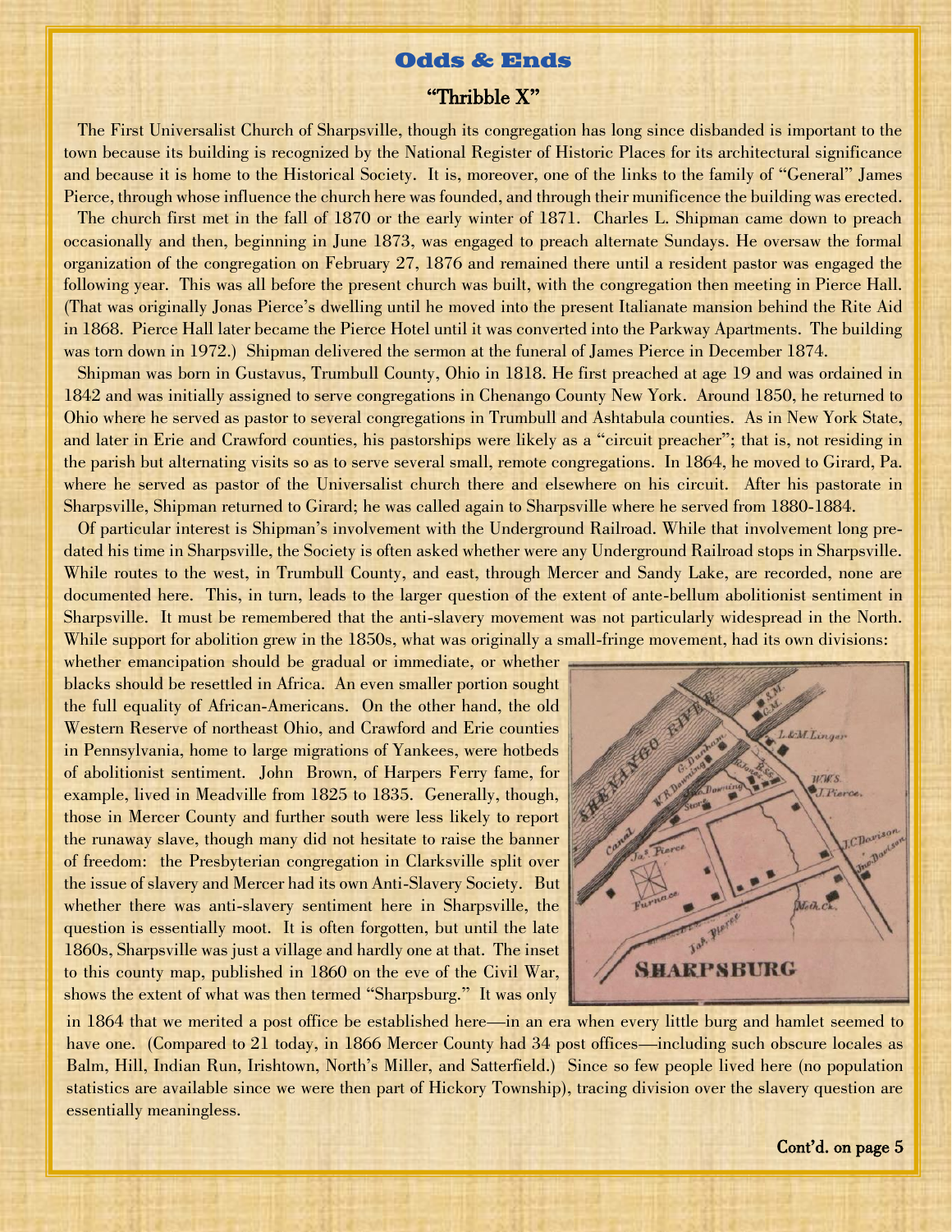## Odds & Ends

### "Thribble X"

The First Universalist Church of Sharpsville, though its congregation has long since disbanded is important to the town because its building is recognized by the National Register of Historic Places for its architectural significance and because it is home to the Historical Society. It is, moreover, one of the links to the family of "General" James Pierce, through whose influence the church here was founded, and through their munificence the building was erected.

The church first met in the fall of 1870 or the early winter of 1871. Charles L. Shipman came down to preach occasionally and then, beginning in June 1873, was engaged to preach alternate Sundays. He oversaw the formal organization of the congregation on February 27, 1876 and remained there until a resident pastor was engaged the following year. This was all before the present church was built, with the congregation then meeting in Pierce Hall. (That was originally Jonas Pierce's dwelling until he moved into the present Italianate mansion behind the Rite Aid in 1868. Pierce Hall later became the Pierce Hotel until it was converted into the Parkway Apartments. The building was torn down in 1972.) Shipman delivered the sermon at the funeral of James Pierce in December 1874.

Shipman was born in Gustavus, Trumbull County, Ohio in 1818. He first preached at age 19 and was ordained in 1842 and was initially assigned to serve congregations in Chenango County New York. Around 1850, he returned to Ohio where he served as pastor to several congregations in Trumbull and Ashtabula counties. As in New York State, and later in Erie and Crawford counties, his pastorships were likely as a "circuit preacher"; that is, not residing in the parish but alternating visits so as to serve several small, remote congregations. In 1864, he moved to Girard, Pa. where he served as pastor of the Universalist church there and elsewhere on his circuit. After his pastorate in Sharpsville, Shipman returned to Girard; he was called again to Sharpsville where he served from 1880-1884.

Of particular interest is Shipman's involvement with the Underground Railroad. While that involvement long predated his time in Sharpsville, the Society is often asked whether were any Underground Railroad stops in Sharpsville. While routes to the west, in Trumbull County, and east, through Mercer and Sandy Lake, are recorded, none are documented here. This, in turn, leads to the larger question of the extent of ante-bellum abolitionist sentiment in Sharpsville. It must be remembered that the anti-slavery movement was not particularly widespread in the North. While support for abolition grew in the 1850s, what was originally a small-fringe movement, had its own divisions: whether emancipation should be gradual or immediate, or whether blacks should be resettled in Africa. An even smaller portion sought the full equality of African-Americans. On the other hand, the old Western Reserve of northeast Ohio, and Crawford and Erie counties in Pennsylvania, home to large migrations of Yankees, were hotbeds of abolitionist sentiment. John Brown, of Harpers Ferry fame, for example, lived in Meadville from 1825 to 1835. Generally, though, those in Mercer County and further south were less likely to report the runaway slave, though many did not hesitate to raise the banner of freedom: the Presbyterian congregation in Clarksville split over the issue of slavery and Mercer had its own Anti-Slavery Society. But whether there was anti-slavery sentiment here in Sharpsville, the question is essentially moot. It is often forgotten, but until the late 1860s, Sharpsville was just a village and hardly one at that. The inset to this county map, published in 1860 on the eve of the Civil War, shows the extent of what was then termed "Sharpsburg." It was only in 1864 that we merited a post office be established here—in an era when every little burg and hamlet seemed to have one. (Compared to 21 today, in 1866 Mercer County had 34 post offices—including such obscure locales as Balm, Hill, Indian Run, Irishtown, North's Miller, and Satterfield.) Since so few people lived here (no population statistics are available since we were then part of Hickory Township), tracing division over the slavery question are essentially meaningless.

**Cont'd. on page 5**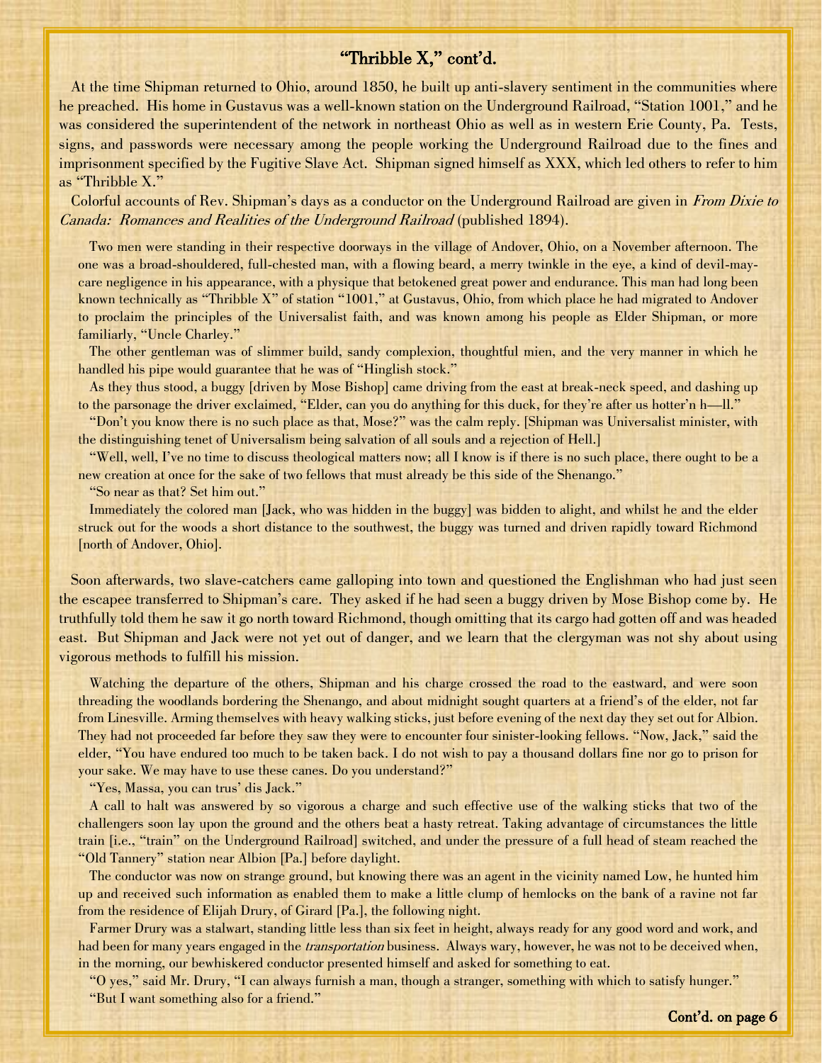## "Thribble X," cont'd.

At the time Shipman returned to Ohio, around 1850, he built up anti-slavery sentiment in the communities where he preached. His home in Gustavus was a well-known station on the Underground Railroad, "Station 1001," and he was considered the superintendent of the network in northeast Ohio as well as in western Erie County, Pa. Tests, signs, and passwords were necessary among the people working the Underground Railroad due to the fines and imprisonment specified by the Fugitive Slave Act. Shipman signed himself as XXX, which led others to refer to him as "Thribble X."

Colorful accounts of Rev. Shipman's days as a conductor on the Underground Railroad are given in *From Dixie to Canada: Romances and Realities of the Underground Railroad* (published 1894).

> Two men were standing in their respective doorways in the village of Andover, Ohio, on a November afternoon. The one was a broad-shouldered, full-chested man, with a flowing beard, a merry twinkle in the eye, a kind of devil-may-care negligence in his appearance, with a physique that betokened great power and endurance. This man had long been known technically as "Thribble X" of station "1001," at Gustavus, Ohio, from which place he had migrated to Andover to proclaim the principles of the Universalist faith, and was known among his people as Elder Shipman, or more familiarly, "Uncle Charley."
>
> The other gentleman was of slimmer build, sandy complexion, thoughtful mien, and the very manner in which he handled his pipe would guarantee that he was of "Hinglish stock."
>
> As they thus stood, a buggy [driven by Mose Bishop] came driving from the east at break-neck speed, and dashing up to the parsonage the driver exclaimed, "Elder, can you do anything for this duck, for they're after us hotter'n h—ll."
>
> "Don't you know there is no such place as that, Mose?" was the calm reply. [Shipman was Universalist minister, with the distinguishing tenet of Universalism being salvation of all souls and a rejection of Hell.]
>
> "Well, well, I've no time to discuss theological matters now; all I know is if there is no such place, there ought to be a new creation at once for the sake of two fellows that must already be this side of the Shenango."
>
> "So near as that? Set him out."
>
> Immediately the colored man [Jack, who was hidden in the buggy] was bidden to alight, and whilst he and the elder struck out for the woods a short distance to the southwest, the buggy was turned and driven rapidly toward Richmond [north of Andover, Ohio].

Soon afterwards, two slave-catchers came galloping into town and questioned the Englishman who had just seen the escapee transferred to Shipman's care. They asked if he had seen a buggy driven by Mose Bishop come by. He truthfully told them he saw it go north toward Richmond, though omitting that its cargo had gotten off and was headed east. But Shipman and Jack were not yet out of danger, and we learn that the clergyman was not shy about using vigorous methods to fulfill his mission.

> Watching the departure of the others, Shipman and his charge crossed the road to the eastward, and were soon threading the woodlands bordering the Shenango, and about midnight sought quarters at a friend's of the elder, not far from Linesville. Arming themselves with heavy walking sticks, just before evening of the next day they set out for Albion. They had not proceeded far before they saw they were to encounter four sinister-looking fellows. "Now, Jack," said the elder, "You have endured too much to be taken back. I do not wish to pay a thousand dollars fine nor go to prison for your sake. We may have to use these canes. Do you understand?"
>
> "Yes, Massa, you can trus' dis Jack."
>
> A call to halt was answered by so vigorous a charge and such effective use of the walking sticks that two of the challengers soon lay upon the ground and the others beat a hasty retreat. Taking advantage of circumstances the little train [i.e., "train" on the Underground Railroad] switched, and under the pressure of a full head of steam reached the "Old Tannery" station near Albion [Pa.] before daylight.
>
> The conductor was now on strange ground, but knowing there was an agent in the vicinity named Low, he hunted him up and received such information as enabled them to make a little clump of hemlocks on the bank of a ravine not far from the residence of Elijah Drury, of Girard [Pa.], the following night.
>
> Farmer Drury was a stalwart, standing little less than six feet in height, always ready for any good word and work, and had been for many years engaged in the *transportation* business. Always wary, however, he was not to be deceived when, in the morning, our bewhiskered conductor presented himself and asked for something to eat.
>
> "O yes," said Mr. Drury, "I can always furnish a man, though a stranger, something with which to satisfy hunger."
>
> "But I want something also for a friend."

**Cont'd. on page 6**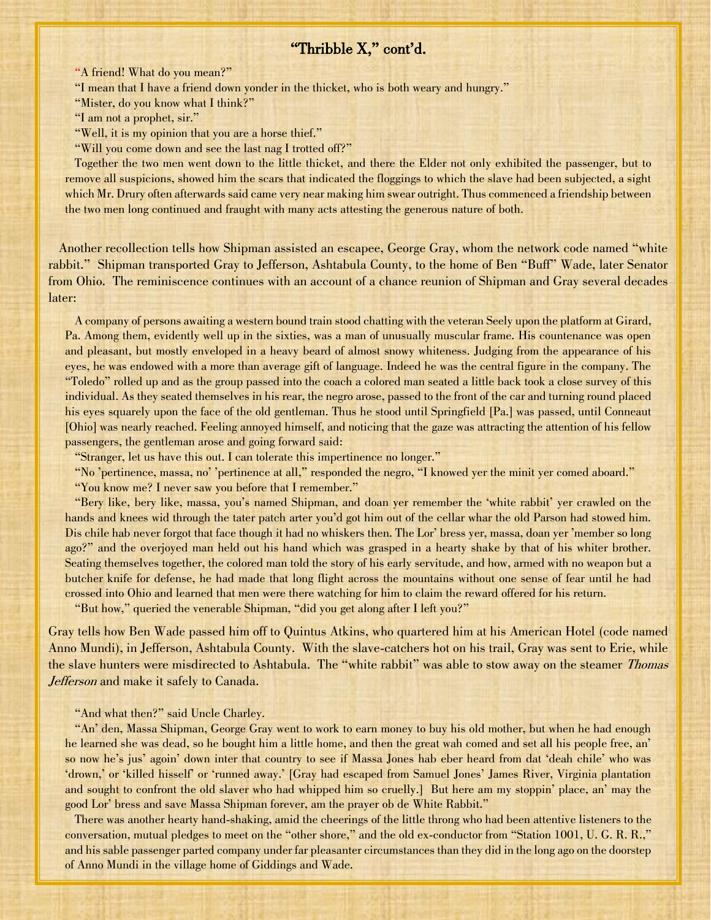## "Thribble X," cont'd.

> "A friend! What do you mean?"
>
> "I mean that I have a friend down yonder in the thicket, who is both weary and hungry."
>
> "Mister, do you know what I think?"
>
> "I am not a prophet, sir."
>
> "Well, it is my opinion that you are a horse thief."
>
> "Will you come down and see the last nag I trotted off?"
>
> Together the two men went down to the little thicket, and there the Elder not only exhibited the passenger, but to remove all suspicions, showed him the scars that indicated the floggings to which the slave had been subjected, a sight which Mr. Drury often afterwards said came very near making him swear outright. Thus commenced a friendship between the two men long continued and fraught with many acts attesting the generous nature of both.

Another recollection tells how Shipman assisted an escapee, George Gray, whom the network code named "white rabbit." Shipman transported Gray to Jefferson, Ashtabula County, to the home of Ben "Buff" Wade, later Senator from Ohio. The reminiscence continues with an account of a chance reunion of Shipman and Gray several decades later:

> A company of persons awaiting a western bound train stood chatting with the veteran Seely upon the platform at Girard, Pa. Among them, evidently well up in the sixties, was a man of unusually muscular frame. His countenance was open and pleasant, but mostly enveloped in a heavy beard of almost snowy whiteness. Judging from the appearance of his eyes, he was endowed with a more than average gift of language. Indeed he was the central figure in the company. The "Toledo" rolled up and as the group passed into the coach a colored man seated a little back took a close survey of this individual. As they seated themselves in his rear, the negro arose, passed to the front of the car and turning round placed his eyes squarely upon the face of the old gentleman. Thus he stood until Springfield [Pa.] was passed, until Conneaut [Ohio] was nearly reached. Feeling annoyed himself, and noticing that the gaze was attracting the attention of his fellow passengers, the gentleman arose and going forward said:
>
> "Stranger, let us have this out. I can tolerate this impertinence no longer."
>
> "No 'pertinence, massa, no' 'pertinence at all," responded the negro, "I knowed yer the minit yer comed aboard."
>
> "You know me? I never saw you before that I remember."
>
> "Bery like, bery like, massa, you's named Shipman, and doan yer remember the 'white rabbit' yer crawled on the hands and knees wid through the tater patch arter you'd got him out of the cellar whar the old Parson had stowed him. Dis chile hab never forgot that face though it had no whiskers then. The Lor' bress yer, massa, doan yer 'member so long ago?" and the overjoyed man held out his hand which was grasped in a hearty shake by that of his whiter brother. Seating themselves together, the colored man told the story of his early servitude, and how, armed with no weapon but a butcher knife for defense, he had made that long flight across the mountains without one sense of fear until he had crossed into Ohio and learned that men were there watching for him to claim the reward offered for his return.
>
> "But how," queried the venerable Shipman, "did you get along after I left you?"

Gray tells how Ben Wade passed him off to Quintus Atkins, who quartered him at his American Hotel (code named Anno Mundi), in Jefferson, Ashtabula County. With the slave-catchers hot on his trail, Gray was sent to Erie, while the slave hunters were misdirected to Ashtabula. The "white rabbit" was able to stow away on the steamer *Thomas Jefferson* and make it safely to Canada.

> "And what then?" said Uncle Charley.
>
> "An' den, Massa Shipman, George Gray went to work to earn money to buy his old mother, but when he had enough he learned she was dead, so he bought him a little home, and then the great wah comed and set all his people free, an' so now he's jus' agoin' down inter that country to see if Massa Jones hab eber heard from dat 'deah chile' who was 'drown,' or 'killed hisself' or 'runned away.' [Gray had escaped from Samuel Jones' James River, Virginia plantation and sought to confront the old slaver who had whipped him so cruelly.] But here am my stoppin' place, an' may the good Lor' bress and save Massa Shipman forever, am the prayer ob de White Rabbit."
>
> There was another hearty hand-shaking, amid the cheerings of the little throng who had been attentive listeners to the conversation, mutual pledges to meet on the "other shore," and the old ex-conductor from "Station 1001, U. G. R. R.," and his sable passenger parted company under far pleasanter circumstances than they did in the long ago on the doorstep of Anno Mundi in the village home of Giddings and Wade.